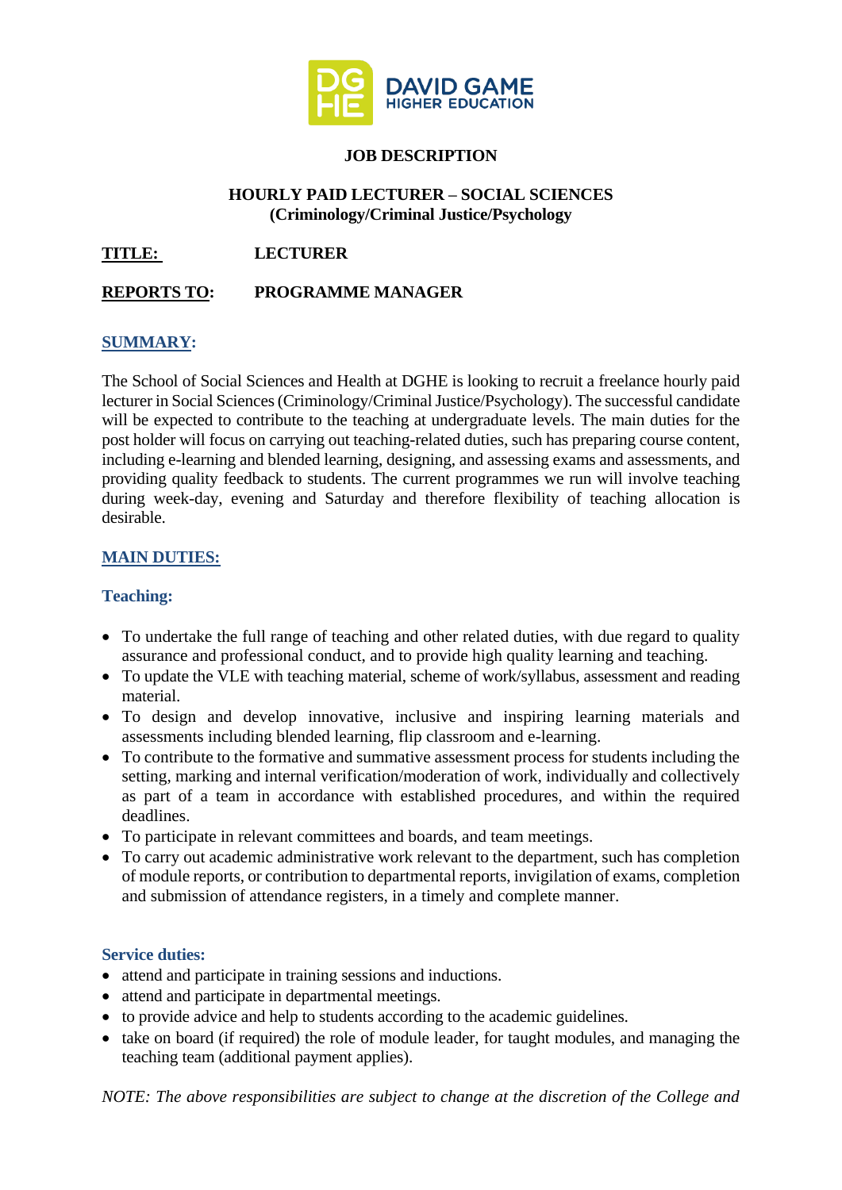DAVID GAME HIGHER EDUCATION

**JOB DESCRIPTION**

**HOURLY PAID LECTURER – SOCIAL SCIENCES**
**(Criminology/Criminal Justice/Psychology)**

**TITLE:** LECTURER

**REPORTS TO:** PROGRAMME MANAGER

## SUMMARY:

The School of Social Sciences and Health at DGHE is looking to recruit a freelance hourly paid lecturer in Social Sciences (Criminology/Criminal Justice/Psychology). The successful candidate will be expected to contribute to the teaching at undergraduate levels. The main duties for the post holder will focus on carrying out teaching-related duties, such has preparing course content, including e-learning and blended learning, designing, and assessing exams and assessments, and providing quality feedback to students. The current programmes we run will involve teaching during week-day, evening and Saturday and therefore flexibility of teaching allocation is desirable.

## MAIN DUTIES:

### Teaching:

- To undertake the full range of teaching and other related duties, with due regard to quality assurance and professional conduct, and to provide high quality learning and teaching.
- To update the VLE with teaching material, scheme of work/syllabus, assessment and reading material.
- To design and develop innovative, inclusive and inspiring learning materials and assessments including blended learning, flip classroom and e-learning.
- To contribute to the formative and summative assessment process for students including the setting, marking and internal verification/moderation of work, individually and collectively as part of a team in accordance with established procedures, and within the required deadlines.
- To participate in relevant committees and boards, and team meetings.
- To carry out academic administrative work relevant to the department, such has completion of module reports, or contribution to departmental reports, invigilation of exams, completion and submission of attendance registers, in a timely and complete manner.

### Service duties:

- attend and participate in training sessions and inductions.
- attend and participate in departmental meetings.
- to provide advice and help to students according to the academic guidelines.
- take on board (if required) the role of module leader, for taught modules, and managing the teaching team (additional payment applies).

*NOTE: The above responsibilities are subject to change at the discretion of the College and*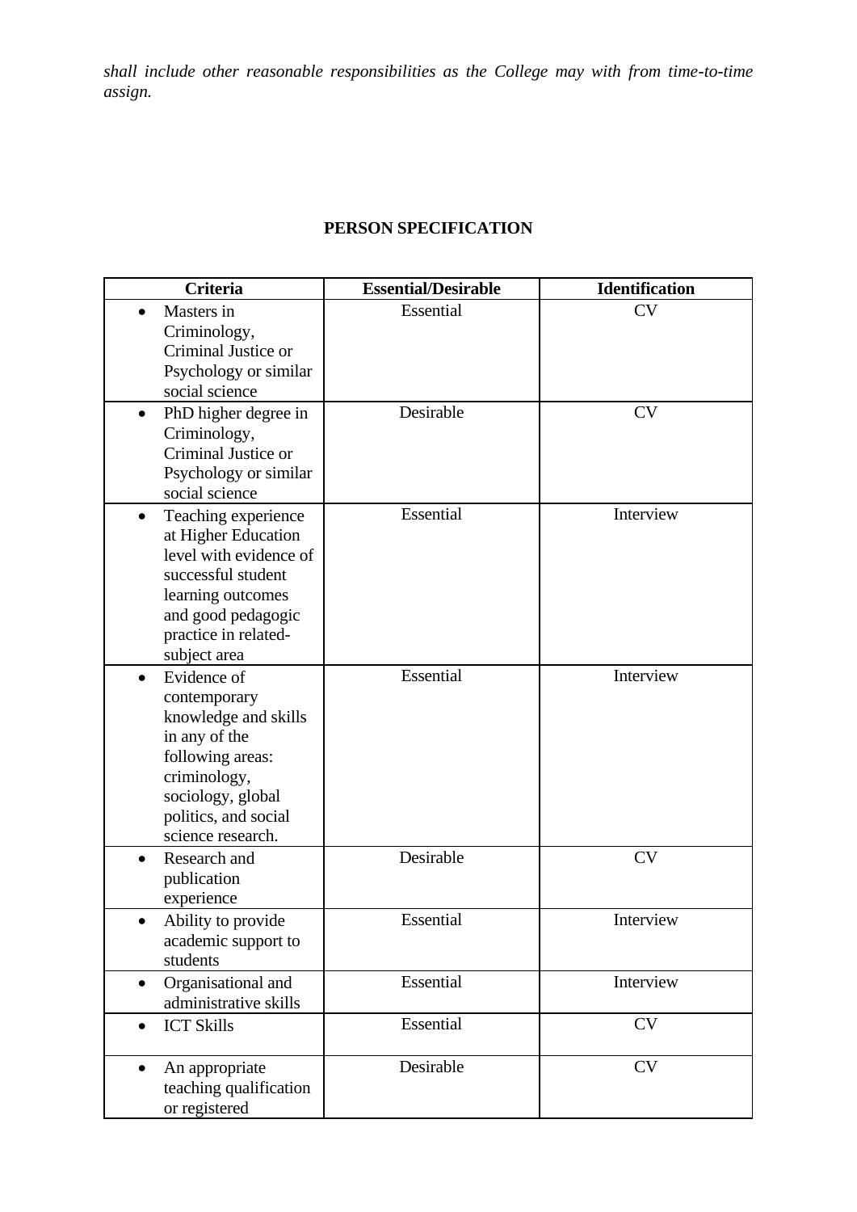*shall include other reasonable responsibilities as the College may with from time-to-time assign.*

**PERSON SPECIFICATION**

| Criteria | Essential/Desirable | Identification |
|---|---|---|
| • Masters in Criminology, Criminal Justice or Psychology or similar social science | Essential | CV |
| • PhD higher degree in Criminology, Criminal Justice or Psychology or similar social science | Desirable | CV |
| • Teaching experience at Higher Education level with evidence of successful student learning outcomes and good pedagogic practice in related-subject area | Essential | Interview |
| • Evidence of contemporary knowledge and skills in any of the following areas: criminology, sociology, global politics, and social science research. | Essential | Interview |
| • Research and publication experience | Desirable | CV |
| • Ability to provide academic support to students | Essential | Interview |
| • Organisational and administrative skills | Essential | Interview |
| • ICT Skills | Essential | CV |
| • An appropriate teaching qualification or registered | Desirable | CV |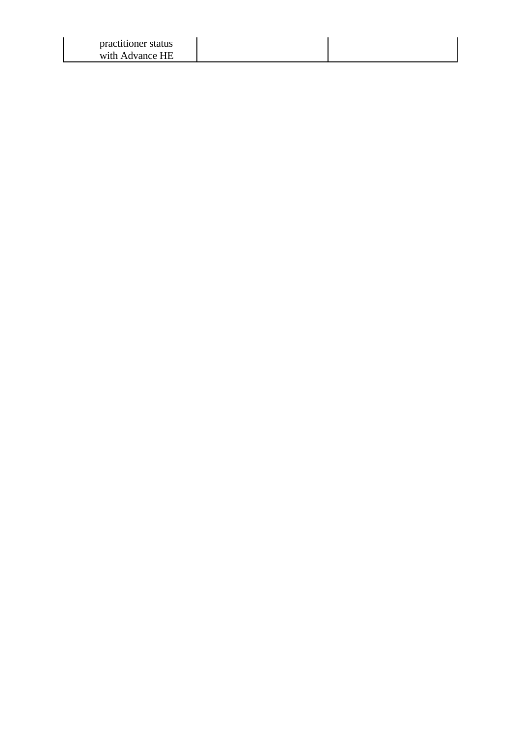| | | |
|---|---|---|
| practitioner status with Advance HE | | |